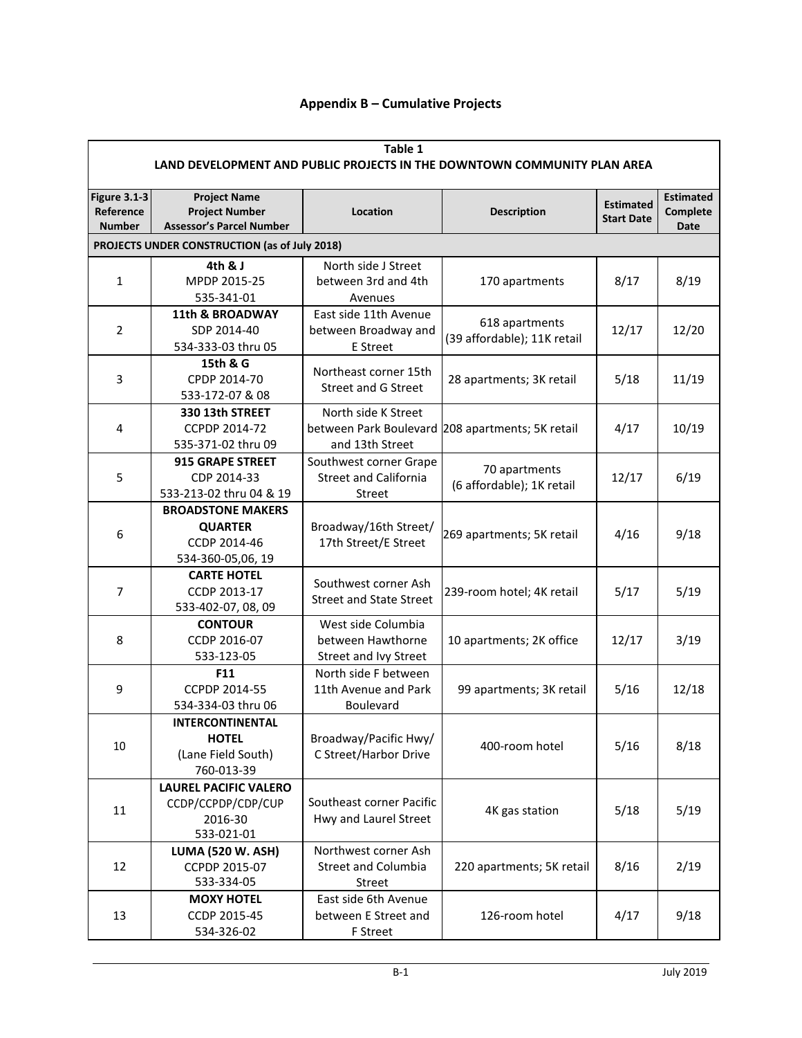# Appendix B – Cumulative Projects

| Table 1<br>LAND DEVELOPMENT AND PUBLIC PROJECTS IN THE DOWNTOWN COMMUNITY PLAN AREA | | | | | |
|---|---|---|---|---|---|
| **Figure 3.1-3 Reference Number** | **Project Name<br>Project Number<br>Assessor's Parcel Number** | **Location** | **Description** | **Estimated Start Date** | **Estimated Complete Date** |
| **PROJECTS UNDER CONSTRUCTION (as of July 2018)** | | | | | |
| 1 | **4th & J**<br>MPDP 2015-25<br>535-341-01 | North side J Street between 3rd and 4th Avenues | 170 apartments | 8/17 | 8/19 |
| 2 | **11th & BROADWAY**<br>SDP 2014-40<br>534-333-03 thru 05 | East side 11th Avenue between Broadway and E Street | 618 apartments (39 affordable); 11K retail | 12/17 | 12/20 |
| 3 | **15th & G**<br>CPDP 2014-70<br>533-172-07 & 08 | Northeast corner 15th Street and G Street | 28 apartments; 3K retail | 5/18 | 11/19 |
| 4 | **330 13th STREET**<br>CCPDP 2014-72<br>535-371-02 thru 09 | North side K Street between Park Boulevard and 13th Street | 208 apartments; 5K retail | 4/17 | 10/19 |
| 5 | **915 GRAPE STREET**<br>CDP 2014-33<br>533-213-02 thru 04 & 19 | Southwest corner Grape Street and California Street | 70 apartments (6 affordable); 1K retail | 12/17 | 6/19 |
| 6 | **BROADSTONE MAKERS QUARTER**<br>CCDP 2014-46<br>534-360-05,06, 19 | Broadway/16th Street/ 17th Street/E Street | 269 apartments; 5K retail | 4/16 | 9/18 |
| 7 | **CARTE HOTEL**<br>CCDP 2013-17<br>533-402-07, 08, 09 | Southwest corner Ash Street and State Street | 239-room hotel; 4K retail | 5/17 | 5/19 |
| 8 | **CONTOUR**<br>CCDP 2016-07<br>533-123-05 | West side Columbia between Hawthorne Street and Ivy Street | 10 apartments; 2K office | 12/17 | 3/19 |
| 9 | **F11**<br>CCPDP 2014-55<br>534-334-03 thru 06 | North side F between 11th Avenue and Park Boulevard | 99 apartments; 3K retail | 5/16 | 12/18 |
| 10 | **INTERCONTINENTAL HOTEL**<br>(Lane Field South)<br>760-013-39 | Broadway/Pacific Hwy/ C Street/Harbor Drive | 400-room hotel | 5/16 | 8/18 |
| 11 | **LAUREL PACIFIC VALERO**<br>CCDP/CCPDP/CDP/CUP 2016-30<br>533-021-01 | Southeast corner Pacific Hwy and Laurel Street | 4K gas station | 5/18 | 5/19 |
| 12 | **LUMA (520 W. ASH)**<br>CCPDP 2015-07<br>533-334-05 | Northwest corner Ash Street and Columbia Street | 220 apartments; 5K retail | 8/16 | 2/19 |
| 13 | **MOXY HOTEL**<br>CCDP 2015-45<br>534-326-02 | East side 6th Avenue between E Street and F Street | 126-room hotel | 4/17 | 9/18 |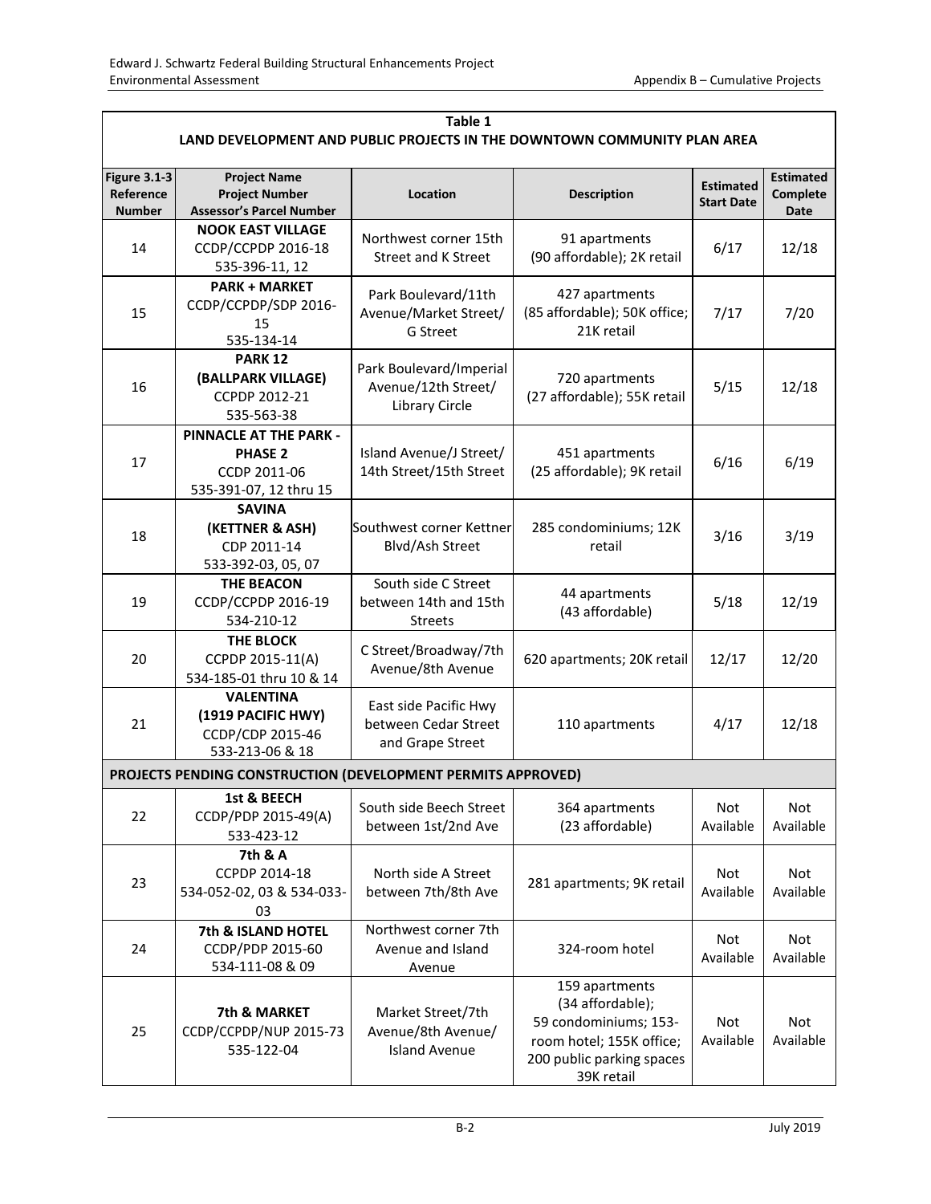**Table 1**
**LAND DEVELOPMENT AND PUBLIC PROJECTS IN THE DOWNTOWN COMMUNITY PLAN AREA**

| Figure 3.1-3 Reference Number | Project Name Project Number Assessor's Parcel Number | Location | Description | Estimated Start Date | Estimated Complete Date |
|---|---|---|---|---|---|
| 14 | **NOOK EAST VILLAGE** CCDP/CCPDP 2016-18 535-396-11, 12 | Northwest corner 15th Street and K Street | 91 apartments (90 affordable); 2K retail | 6/17 | 12/18 |
| 15 | **PARK + MARKET** CCDP/CCPDP/SDP 2016-15 535-134-14 | Park Boulevard/11th Avenue/Market Street/ G Street | 427 apartments (85 affordable); 50K office; 21K retail | 7/17 | 7/20 |
| 16 | **PARK 12 (BALLPARK VILLAGE)** CCPDP 2012-21 535-563-38 | Park Boulevard/Imperial Avenue/12th Street/ Library Circle | 720 apartments (27 affordable); 55K retail | 5/15 | 12/18 |
| 17 | **PINNACLE AT THE PARK - PHASE 2** CCDP 2011-06 535-391-07, 12 thru 15 | Island Avenue/J Street/ 14th Street/15th Street | 451 apartments (25 affordable); 9K retail | 6/16 | 6/19 |
| 18 | **SAVINA (KETTNER & ASH)** CDP 2011-14 533-392-03, 05, 07 | Southwest corner Kettner Blvd/Ash Street | 285 condominiums; 12K retail | 3/16 | 3/19 |
| 19 | **THE BEACON** CCDP/CCPDP 2016-19 534-210-12 | South side C Street between 14th and 15th Streets | 44 apartments (43 affordable) | 5/18 | 12/19 |
| 20 | **THE BLOCK** CCPDP 2015-11(A) 534-185-01 thru 10 & 14 | C Street/Broadway/7th Avenue/8th Avenue | 620 apartments; 20K retail | 12/17 | 12/20 |
| 21 | **VALENTINA (1919 PACIFIC HWY)** CCDP/CDP 2015-46 533-213-06 & 18 | East side Pacific Hwy between Cedar Street and Grape Street | 110 apartments | 4/17 | 12/18 |
| **PROJECTS PENDING CONSTRUCTION (DEVELOPMENT PERMITS APPROVED)** | | | | | |
| 22 | **1st & BEECH** CCDP/PDP 2015-49(A) 533-423-12 | South side Beech Street between 1st/2nd Ave | 364 apartments (23 affordable) | Not Available | Not Available |
| 23 | **7th & A** CCPDP 2014-18 534-052-02, 03 & 534-033-03 | North side A Street between 7th/8th Ave | 281 apartments; 9K retail | Not Available | Not Available |
| 24 | **7th & ISLAND HOTEL** CCDP/PDP 2015-60 534-111-08 & 09 | Northwest corner 7th Avenue and Island Avenue | 324-room hotel | Not Available | Not Available |
| 25 | **7th & MARKET** CCDP/CCPDP/NUP 2015-73 535-122-04 | Market Street/7th Avenue/8th Avenue/ Island Avenue | 159 apartments (34 affordable); 59 condominiums; 153-room hotel; 155K office; 200 public parking spaces 39K retail | Not Available | Not Available |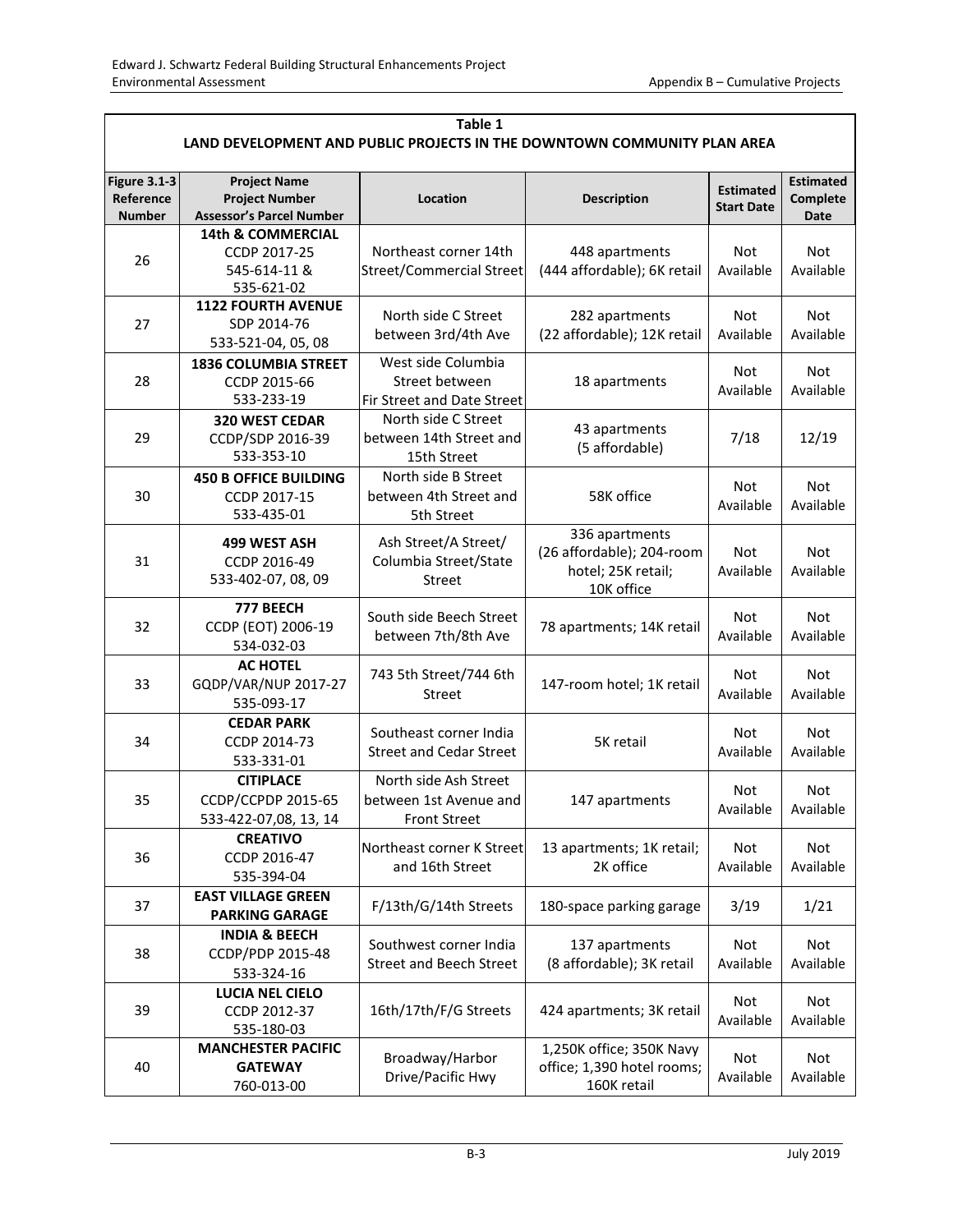**Table 1**
**LAND DEVELOPMENT AND PUBLIC PROJECTS IN THE DOWNTOWN COMMUNITY PLAN AREA**

| Figure 3.1-3 Reference Number | Project Name<br>Project Number<br>Assessor's Parcel Number | Location | Description | Estimated Start Date | Estimated Complete Date |
|---|---|---|---|---|---|
| 26 | **14th & COMMERCIAL**<br>CCDP 2017-25<br>545-614-11 &<br>535-621-02 | Northeast corner 14th Street/Commercial Street | 448 apartments (444 affordable); 6K retail | Not Available | Not Available |
| 27 | **1122 FOURTH AVENUE**<br>SDP 2014-76<br>533-521-04, 05, 08 | North side C Street between 3rd/4th Ave | 282 apartments (22 affordable); 12K retail | Not Available | Not Available |
| 28 | **1836 COLUMBIA STREET**<br>CCDP 2015-66<br>533-233-19 | West side Columbia Street between Fir Street and Date Street | 18 apartments | Not Available | Not Available |
| 29 | **320 WEST CEDAR**<br>CCDP/SDP 2016-39<br>533-353-10 | North side C Street between 14th Street and 15th Street | 43 apartments (5 affordable) | 7/18 | 12/19 |
| 30 | **450 B OFFICE BUILDING**<br>CCDP 2017-15<br>533-435-01 | North side B Street between 4th Street and 5th Street | 58K office | Not Available | Not Available |
| 31 | **499 WEST ASH**<br>CCDP 2016-49<br>533-402-07, 08, 09 | Ash Street/A Street/ Columbia Street/State Street | 336 apartments (26 affordable); 204-room hotel; 25K retail; 10K office | Not Available | Not Available |
| 32 | **777 BEECH**<br>CCDP (EOT) 2006-19<br>534-032-03 | South side Beech Street between 7th/8th Ave | 78 apartments; 14K retail | Not Available | Not Available |
| 33 | **AC HOTEL**<br>GQDP/VAR/NUP 2017-27<br>535-093-17 | 743 5th Street/744 6th Street | 147-room hotel; 1K retail | Not Available | Not Available |
| 34 | **CEDAR PARK**<br>CCDP 2014-73<br>533-331-01 | Southeast corner India Street and Cedar Street | 5K retail | Not Available | Not Available |
| 35 | **CITIPLACE**<br>CCDP/CCPDP 2015-65<br>533-422-07,08, 13, 14 | North side Ash Street between 1st Avenue and Front Street | 147 apartments | Not Available | Not Available |
| 36 | **CREATIVO**<br>CCDP 2016-47<br>535-394-04 | Northeast corner K Street and 16th Street | 13 apartments; 1K retail; 2K office | Not Available | Not Available |
| 37 | **EAST VILLAGE GREEN PARKING GARAGE** | F/13th/G/14th Streets | 180-space parking garage | 3/19 | 1/21 |
| 38 | **INDIA & BEECH**<br>CCDP/PDP 2015-48<br>533-324-16 | Southwest corner India Street and Beech Street | 137 apartments (8 affordable); 3K retail | Not Available | Not Available |
| 39 | **LUCIA NEL CIELO**<br>CCDP 2012-37<br>535-180-03 | 16th/17th/F/G Streets | 424 apartments; 3K retail | Not Available | Not Available |
| 40 | **MANCHESTER PACIFIC GATEWAY**<br>760-013-00 | Broadway/Harbor Drive/Pacific Hwy | 1,250K office; 350K Navy office; 1,390 hotel rooms; 160K retail | Not Available | Not Available |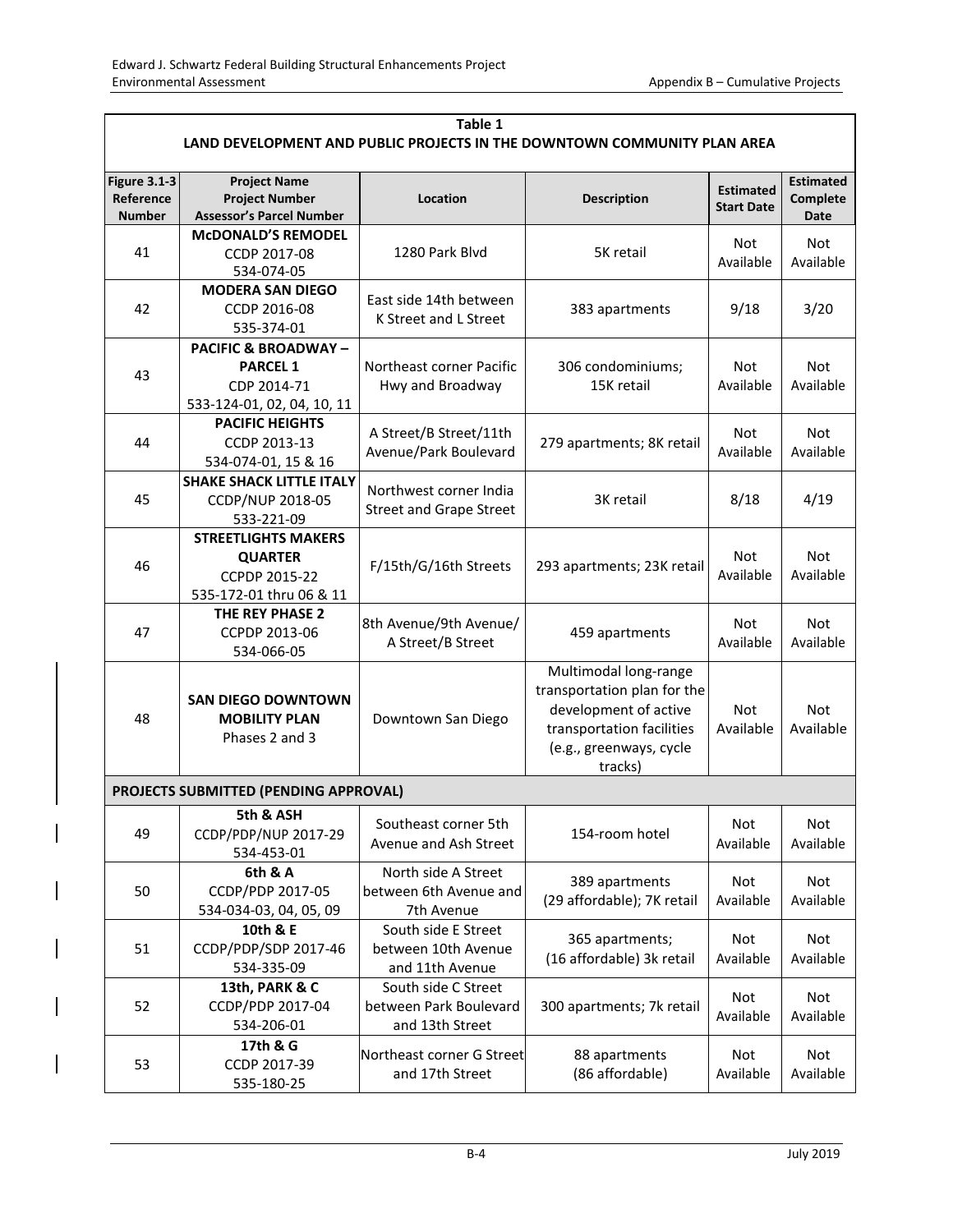| Table 1<br>LAND DEVELOPMENT AND PUBLIC PROJECTS IN THE DOWNTOWN COMMUNITY PLAN AREA | | | | | |
|---|---|---|---|---|---|
| **Figure 3.1-3 Reference Number** | **Project Name**<br>**Project Number**<br>**Assessor's Parcel Number** | **Location** | **Description** | **Estimated Start Date** | **Estimated Complete Date** |
| 41 | **McDONALD'S REMODEL**<br>CCDP 2017-08<br>534-074-05 | 1280 Park Blvd | 5K retail | Not Available | Not Available |
| 42 | **MODERA SAN DIEGO**<br>CCDP 2016-08<br>535-374-01 | East side 14th between K Street and L Street | 383 apartments | 9/18 | 3/20 |
| 43 | **PACIFIC & BROADWAY – PARCEL 1**<br>CDP 2014-71<br>533-124-01, 02, 04, 10, 11 | Northeast corner Pacific Hwy and Broadway | 306 condominiums; 15K retail | Not Available | Not Available |
| 44 | **PACIFIC HEIGHTS**<br>CCDP 2013-13<br>534-074-01, 15 & 16 | A Street/B Street/11th Avenue/Park Boulevard | 279 apartments; 8K retail | Not Available | Not Available |
| 45 | **SHAKE SHACK LITTLE ITALY**<br>CCDP/NUP 2018-05<br>533-221-09 | Northwest corner India Street and Grape Street | 3K retail | 8/18 | 4/19 |
| 46 | **STREETLIGHTS MAKERS QUARTER**<br>CCPDP 2015-22<br>535-172-01 thru 06 & 11 | F/15th/G/16th Streets | 293 apartments; 23K retail | Not Available | Not Available |
| 47 | **THE REY PHASE 2**<br>CCPDP 2013-06<br>534-066-05 | 8th Avenue/9th Avenue/ A Street/B Street | 459 apartments | Not Available | Not Available |
| 48 | **SAN DIEGO DOWNTOWN MOBILITY PLAN**<br>Phases 2 and 3 | Downtown San Diego | Multimodal long-range transportation plan for the development of active transportation facilities (e.g., greenways, cycle tracks) | Not Available | Not Available |
| **PROJECTS SUBMITTED (PENDING APPROVAL)** | | | | | |
| 49 | **5th & ASH**<br>CCDP/PDP/NUP 2017-29<br>534-453-01 | Southeast corner 5th Avenue and Ash Street | 154-room hotel | Not Available | Not Available |
| 50 | **6th & A**<br>CCDP/PDP 2017-05<br>534-034-03, 04, 05, 09 | North side A Street between 6th Avenue and 7th Avenue | 389 apartments (29 affordable); 7K retail | Not Available | Not Available |
| 51 | **10th & E**<br>CCDP/PDP/SDP 2017-46<br>534-335-09 | South side E Street between 10th Avenue and 11th Avenue | 365 apartments; (16 affordable) 3k retail | Not Available | Not Available |
| 52 | **13th, PARK & C**<br>CCDP/PDP 2017-04<br>534-206-01 | South side C Street between Park Boulevard and 13th Street | 300 apartments; 7k retail | Not Available | Not Available |
| 53 | **17th & G**<br>CCDP 2017-39<br>535-180-25 | Northeast corner G Street and 17th Street | 88 apartments (86 affordable) | Not Available | Not Available |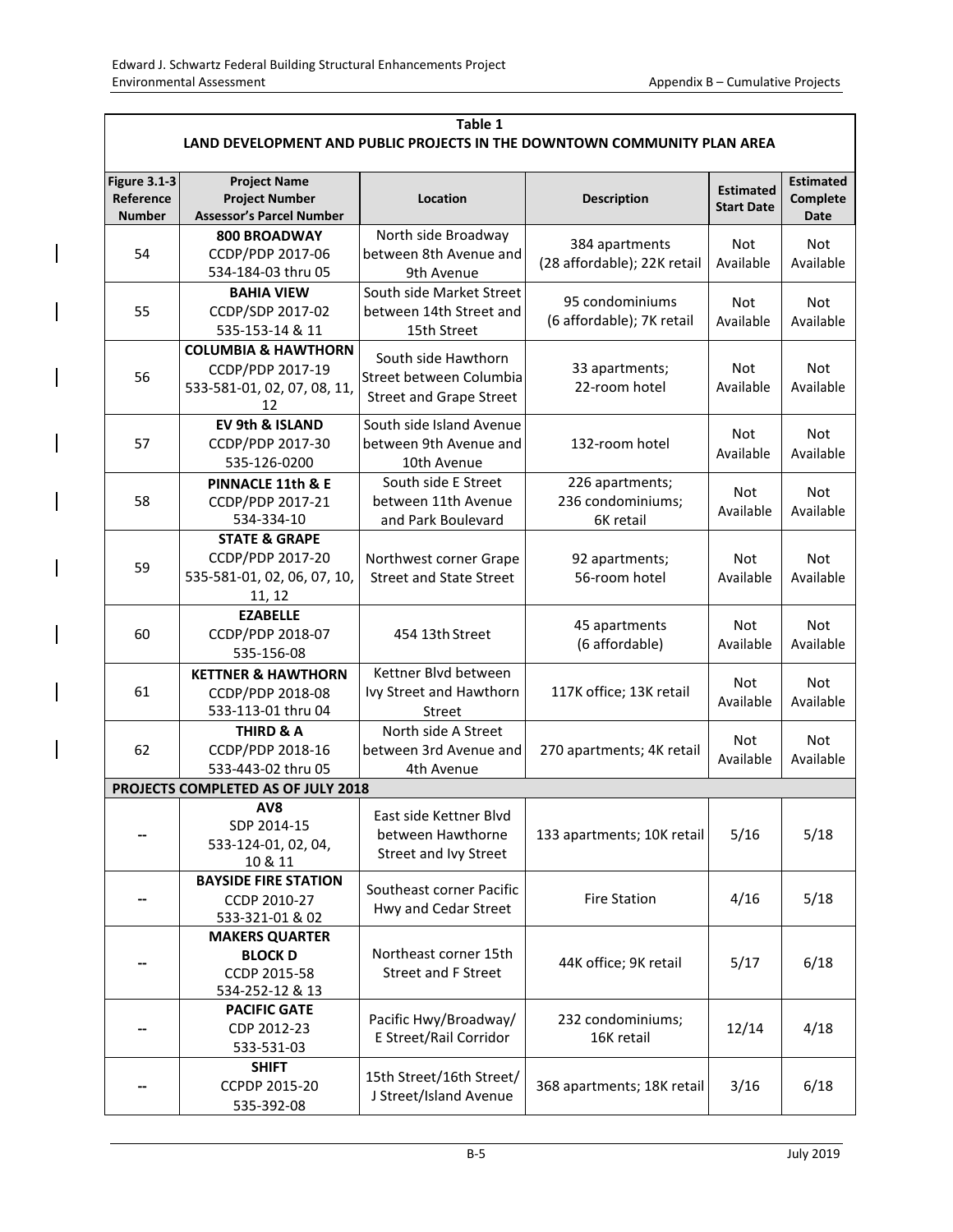**Table 1**
**LAND DEVELOPMENT AND PUBLIC PROJECTS IN THE DOWNTOWN COMMUNITY PLAN AREA**

| Figure 3.1-3 Reference Number | Project Name Project Number Assessor's Parcel Number | Location | Description | Estimated Start Date | Estimated Complete Date |
|---|---|---|---|---|---|
| 54 | **800 BROADWAY** CCDP/PDP 2017-06 534-184-03 thru 05 | North side Broadway between 8th Avenue and 9th Avenue | 384 apartments (28 affordable); 22K retail | Not Available | Not Available |
| 55 | **BAHIA VIEW** CCDP/SDP 2017-02 535-153-14 & 11 | South side Market Street between 14th Street and 15th Street | 95 condominiums (6 affordable); 7K retail | Not Available | Not Available |
| 56 | **COLUMBIA & HAWTHORN** CCDP/PDP 2017-19 533-581-01, 02, 07, 08, 11, 12 | South side Hawthorn Street between Columbia Street and Grape Street | 33 apartments; 22-room hotel | Not Available | Not Available |
| 57 | **EV 9th & ISLAND** CCDP/PDP 2017-30 535-126-0200 | South side Island Avenue between 9th Avenue and 10th Avenue | 132-room hotel | Not Available | Not Available |
| 58 | **PINNACLE 11th & E** CCDP/PDP 2017-21 534-334-10 | South side E Street between 11th Avenue and Park Boulevard | 226 apartments; 236 condominiums; 6K retail | Not Available | Not Available |
| 59 | **STATE & GRAPE** CCDP/PDP 2017-20 535-581-01, 02, 06, 07, 10, 11, 12 | Northwest corner Grape Street and State Street | 92 apartments; 56-room hotel | Not Available | Not Available |
| 60 | **EZABELLE** CCDP/PDP 2018-07 535-156-08 | 454 13th Street | 45 apartments (6 affordable) | Not Available | Not Available |
| 61 | **KETTNER & HAWTHORN** CCDP/PDP 2018-08 533-113-01 thru 04 | Kettner Blvd between Ivy Street and Hawthorn Street | 117K office; 13K retail | Not Available | Not Available |
| 62 | **THIRD & A** CCDP/PDP 2018-16 533-443-02 thru 05 | North side A Street between 3rd Avenue and 4th Avenue | 270 apartments; 4K retail | Not Available | Not Available |
| **PROJECTS COMPLETED AS OF JULY 2018** | | | | | |
| -- | **AV8** SDP 2014-15 533-124-01, 02, 04, 10 & 11 | East side Kettner Blvd between Hawthorne Street and Ivy Street | 133 apartments; 10K retail | 5/16 | 5/18 |
| -- | **BAYSIDE FIRE STATION** CCDP 2010-27 533-321-01 & 02 | Southeast corner Pacific Hwy and Cedar Street | Fire Station | 4/16 | 5/18 |
| -- | **MAKERS QUARTER BLOCK D** CCDP 2015-58 534-252-12 & 13 | Northeast corner 15th Street and F Street | 44K office; 9K retail | 5/17 | 6/18 |
| -- | **PACIFIC GATE** CDP 2012-23 533-531-03 | Pacific Hwy/Broadway/ E Street/Rail Corridor | 232 condominiums; 16K retail | 12/14 | 4/18 |
| -- | **SHIFT** CCPDP 2015-20 535-392-08 | 15th Street/16th Street/ J Street/Island Avenue | 368 apartments; 18K retail | 3/16 | 6/18 |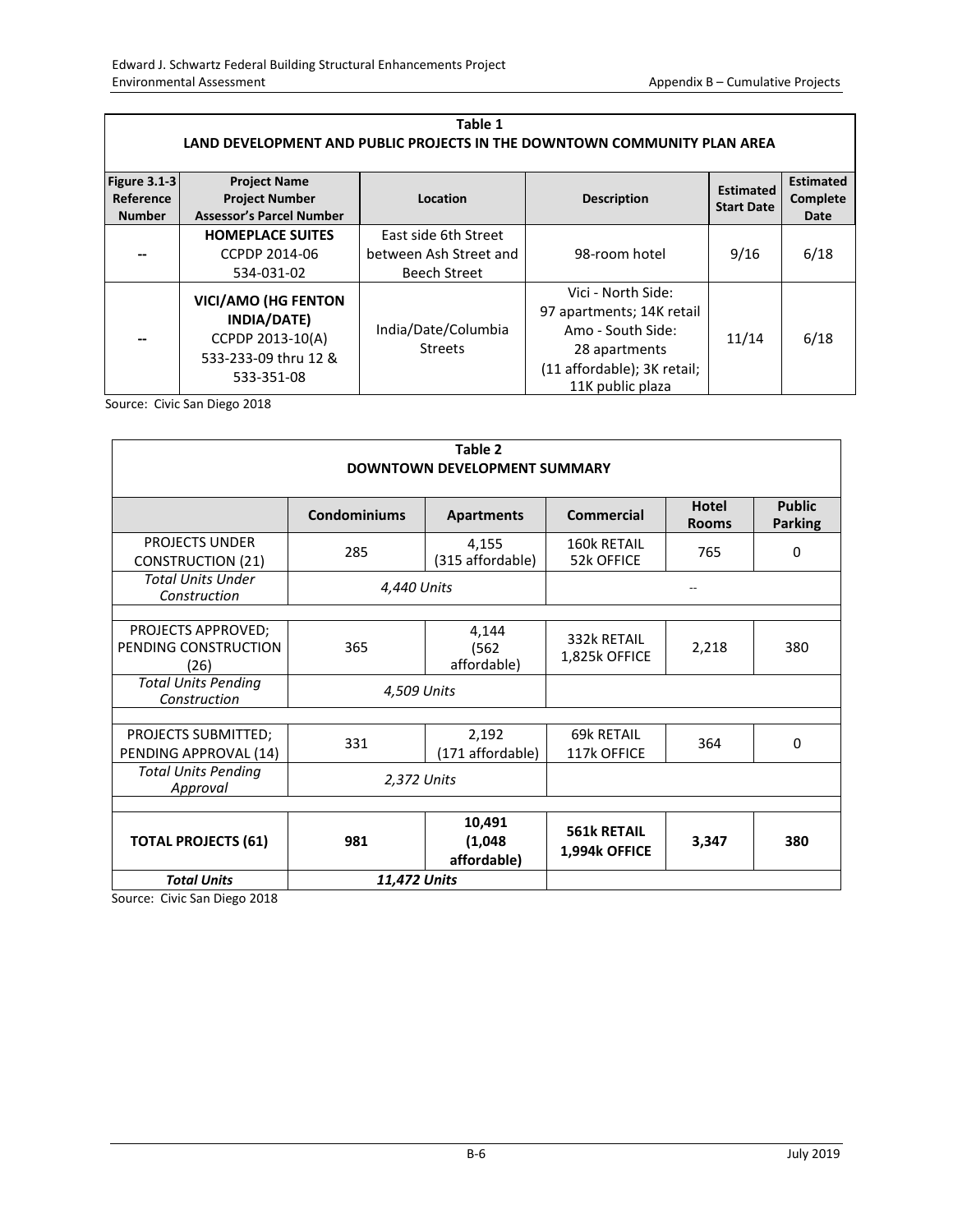**Table 1**
**LAND DEVELOPMENT AND PUBLIC PROJECTS IN THE DOWNTOWN COMMUNITY PLAN AREA**

| Figure 3.1-3 Reference Number | Project Name<br>Project Number<br>Assessor's Parcel Number | Location | Description | Estimated Start Date | Estimated Complete Date |
|---|---|---|---|---|---|
| -- | **HOMEPLACE SUITES**<br>CCPDP 2014-06<br>534-031-02 | East side 6th Street between Ash Street and Beech Street | 98-room hotel | 9/16 | 6/18 |
| -- | **VICI/AMO (HG FENTON INDIA/DATE)**<br>CCPDP 2013-10(A)<br>533-233-09 thru 12 &<br>533-351-08 | India/Date/Columbia Streets | Vici - North Side:<br>97 apartments; 14K retail<br>Amo - South Side:<br>28 apartments<br>(11 affordable); 3K retail;<br>11K public plaza | 11/14 | 6/18 |

Source: Civic San Diego 2018

**Table 2**
**DOWNTOWN DEVELOPMENT SUMMARY**

| | Condominiums | Apartments | Commercial | Hotel Rooms | Public Parking |
|---|---|---|---|---|---|
| PROJECTS UNDER CONSTRUCTION (21) | 285 | 4,155 (315 affordable) | 160k RETAIL<br>52k OFFICE | 765 | 0 |
| *Total Units Under Construction* | *4,440 Units* | | -- | | |
| PROJECTS APPROVED; PENDING CONSTRUCTION (26) | 365 | 4,144 (562 affordable) | 332k RETAIL<br>1,825k OFFICE | 2,218 | 380 |
| *Total Units Pending Construction* | *4,509 Units* | | | | |
| PROJECTS SUBMITTED; PENDING APPROVAL (14) | 331 | 2,192 (171 affordable) | 69k RETAIL<br>117k OFFICE | 364 | 0 |
| *Total Units Pending Approval* | *2,372 Units* | | | | |
| **TOTAL PROJECTS (61)** | **981** | **10,491 (1,048 affordable)** | **561k RETAIL<br>1,994k OFFICE** | **3,347** | **380** |
| ***Total Units*** | ***11,472 Units*** | | | | |

Source: Civic San Diego 2018